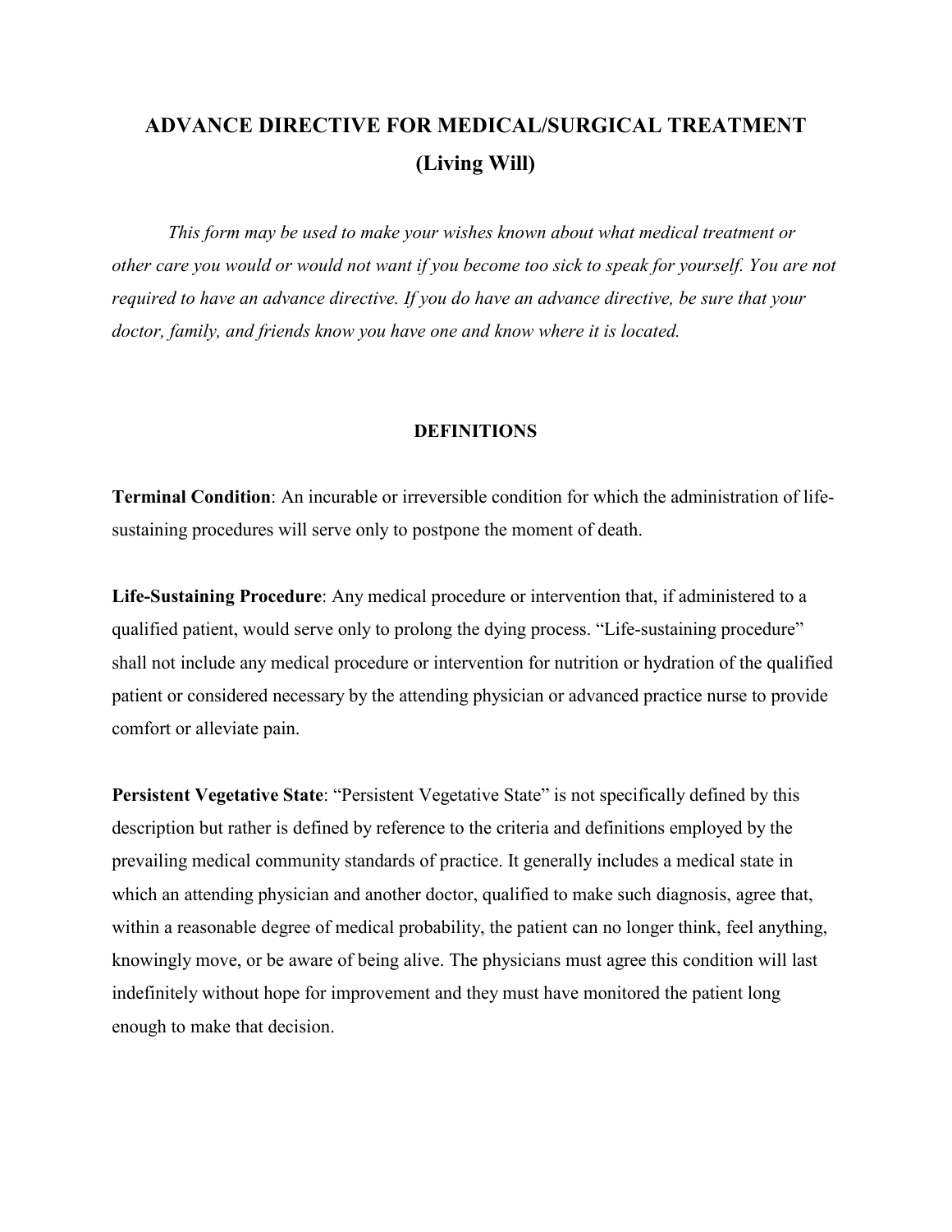# ADVANCE DIRECTIVE FOR MEDICAL/SURGICAL TREATMENT
## (Living Will)

*This form may be used to make your wishes known about what medical treatment or other care you would or would not want if you become too sick to speak for yourself. You are not required to have an advance directive. If you do have an advance directive, be sure that your doctor, family, and friends know you have one and know where it is located.*

## DEFINITIONS

**Terminal Condition**: An incurable or irreversible condition for which the administration of life-sustaining procedures will serve only to postpone the moment of death.

**Life-Sustaining Procedure**: Any medical procedure or intervention that, if administered to a qualified patient, would serve only to prolong the dying process. "Life-sustaining procedure" shall not include any medical procedure or intervention for nutrition or hydration of the qualified patient or considered necessary by the attending physician or advanced practice nurse to provide comfort or alleviate pain.

**Persistent Vegetative State**: "Persistent Vegetative State" is not specifically defined by this description but rather is defined by reference to the criteria and definitions employed by the prevailing medical community standards of practice. It generally includes a medical state in which an attending physician and another doctor, qualified to make such diagnosis, agree that, within a reasonable degree of medical probability, the patient can no longer think, feel anything, knowingly move, or be aware of being alive. The physicians must agree this condition will last indefinitely without hope for improvement and they must have monitored the patient long enough to make that decision.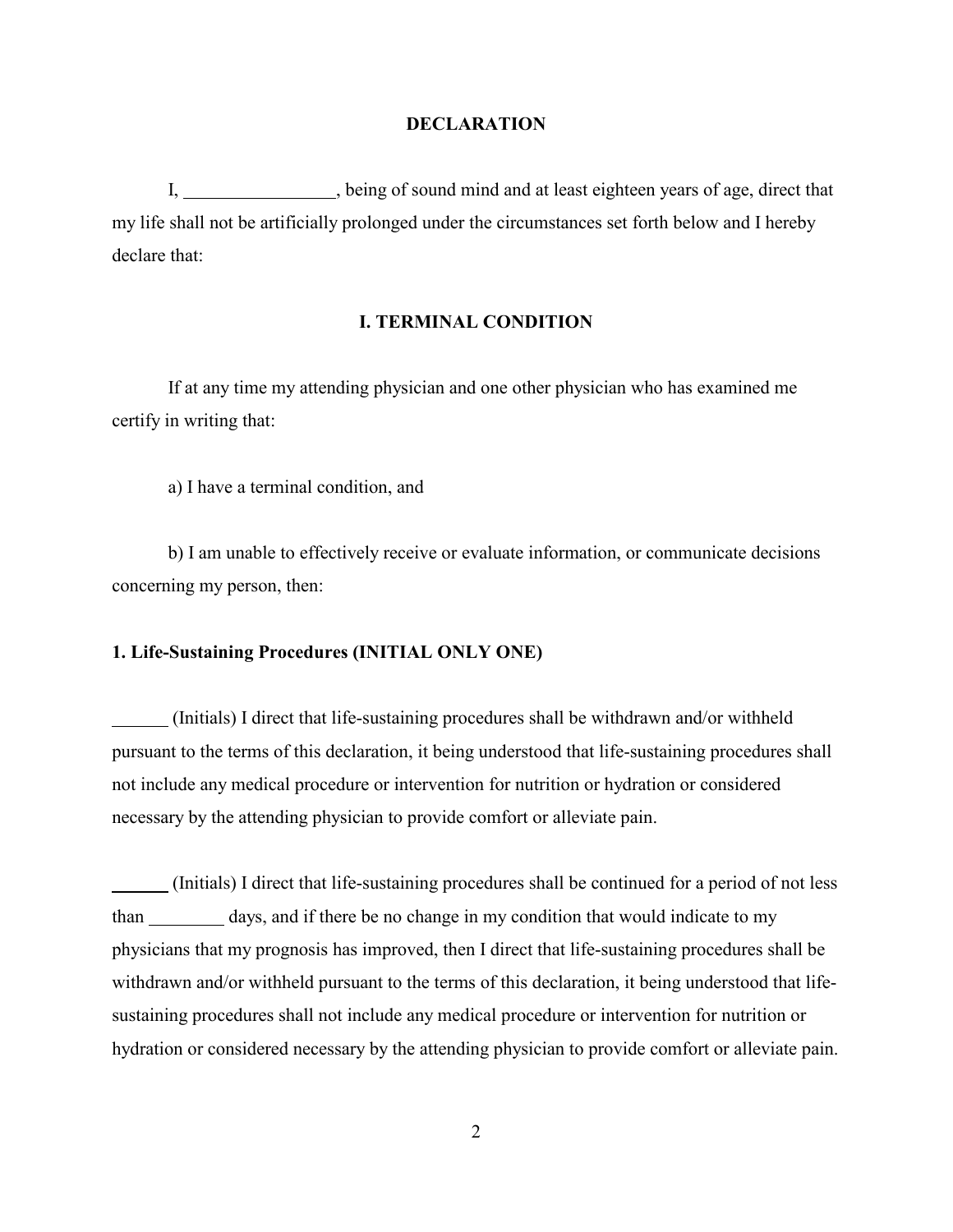# DECLARATION

I, \_\_\_\_\_\_\_\_\_\_\_\_\_\_\_\_\_, being of sound mind and at least eighteen years of age, direct that my life shall not be artificially prolonged under the circumstances set forth below and I hereby declare that:

## I. TERMINAL CONDITION

If at any time my attending physician and one other physician who has examined me certify in writing that:

a) I have a terminal condition, and

b) I am unable to effectively receive or evaluate information, or communicate decisions concerning my person, then:

### 1. Life-Sustaining Procedures (INITIAL ONLY ONE)

\_\_\_\_\_\_ (Initials) I direct that life-sustaining procedures shall be withdrawn and/or withheld pursuant to the terms of this declaration, it being understood that life-sustaining procedures shall not include any medical procedure or intervention for nutrition or hydration or considered necessary by the attending physician to provide comfort or alleviate pain.

\_\_\_\_\_\_ (Initials) I direct that life-sustaining procedures shall be continued for a period of not less than \_\_\_\_\_\_\_\_ days, and if there be no change in my condition that would indicate to my physicians that my prognosis has improved, then I direct that life-sustaining procedures shall be withdrawn and/or withheld pursuant to the terms of this declaration, it being understood that life-sustaining procedures shall not include any medical procedure or intervention for nutrition or hydration or considered necessary by the attending physician to provide comfort or alleviate pain.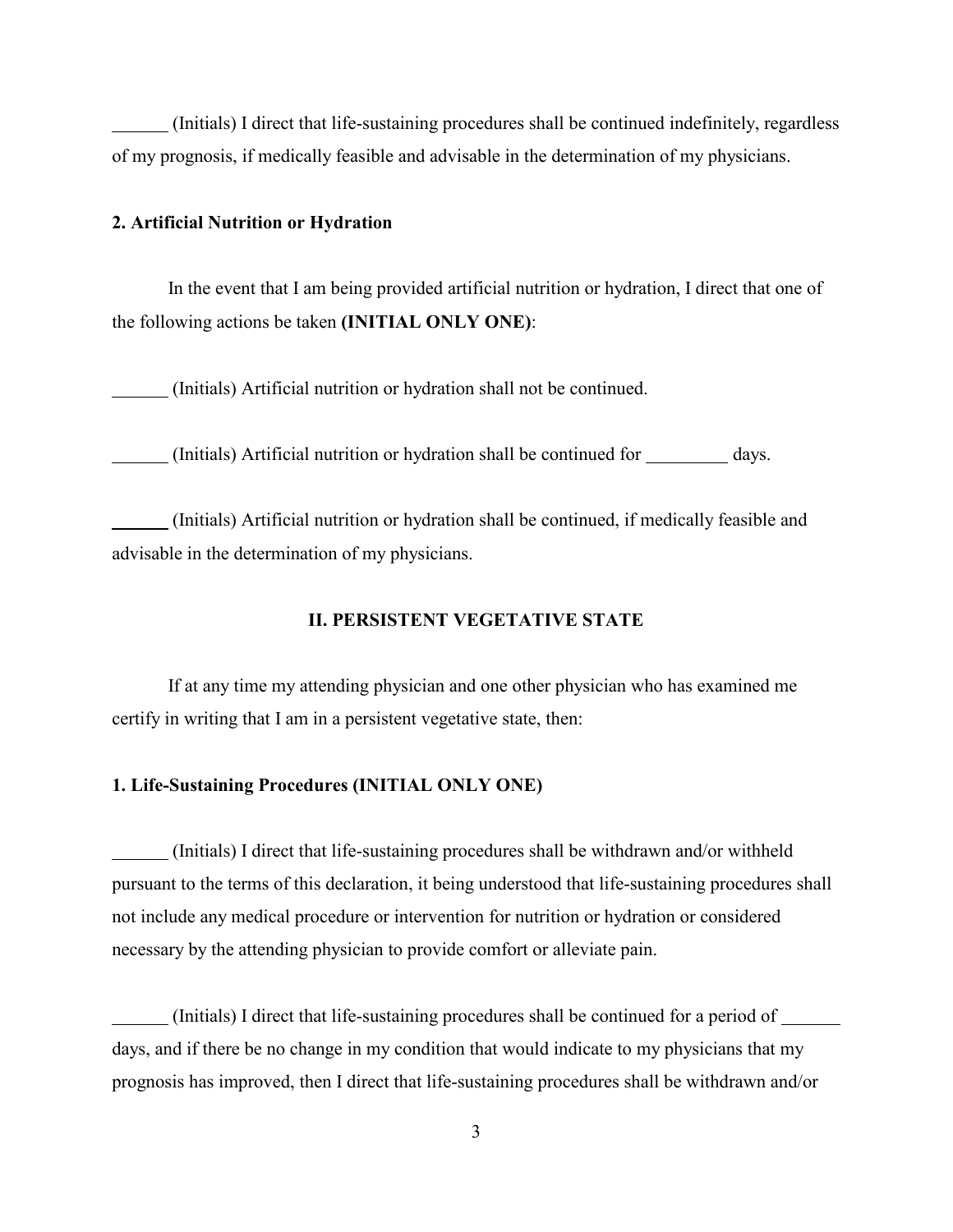______ (Initials) I direct that life-sustaining procedures shall be continued indefinitely, regardless of my prognosis, if medically feasible and advisable in the determination of my physicians.

**2. Artificial Nutrition or Hydration**

In the event that I am being provided artificial nutrition or hydration, I direct that one of the following actions be taken **(INITIAL ONLY ONE)**:

______ (Initials) Artificial nutrition or hydration shall not be continued.

______ (Initials) Artificial nutrition or hydration shall be continued for _________ days.

______ (Initials) Artificial nutrition or hydration shall be continued, if medically feasible and advisable in the determination of my physicians.

## II. PERSISTENT VEGETATIVE STATE

If at any time my attending physician and one other physician who has examined me certify in writing that I am in a persistent vegetative state, then:

**1. Life-Sustaining Procedures (INITIAL ONLY ONE)**

______ (Initials) I direct that life-sustaining procedures shall be withdrawn and/or withheld pursuant to the terms of this declaration, it being understood that life-sustaining procedures shall not include any medical procedure or intervention for nutrition or hydration or considered necessary by the attending physician to provide comfort or alleviate pain.

______ (Initials) I direct that life-sustaining procedures shall be continued for a period of ______ days, and if there be no change in my condition that would indicate to my physicians that my prognosis has improved, then I direct that life-sustaining procedures shall be withdrawn and/or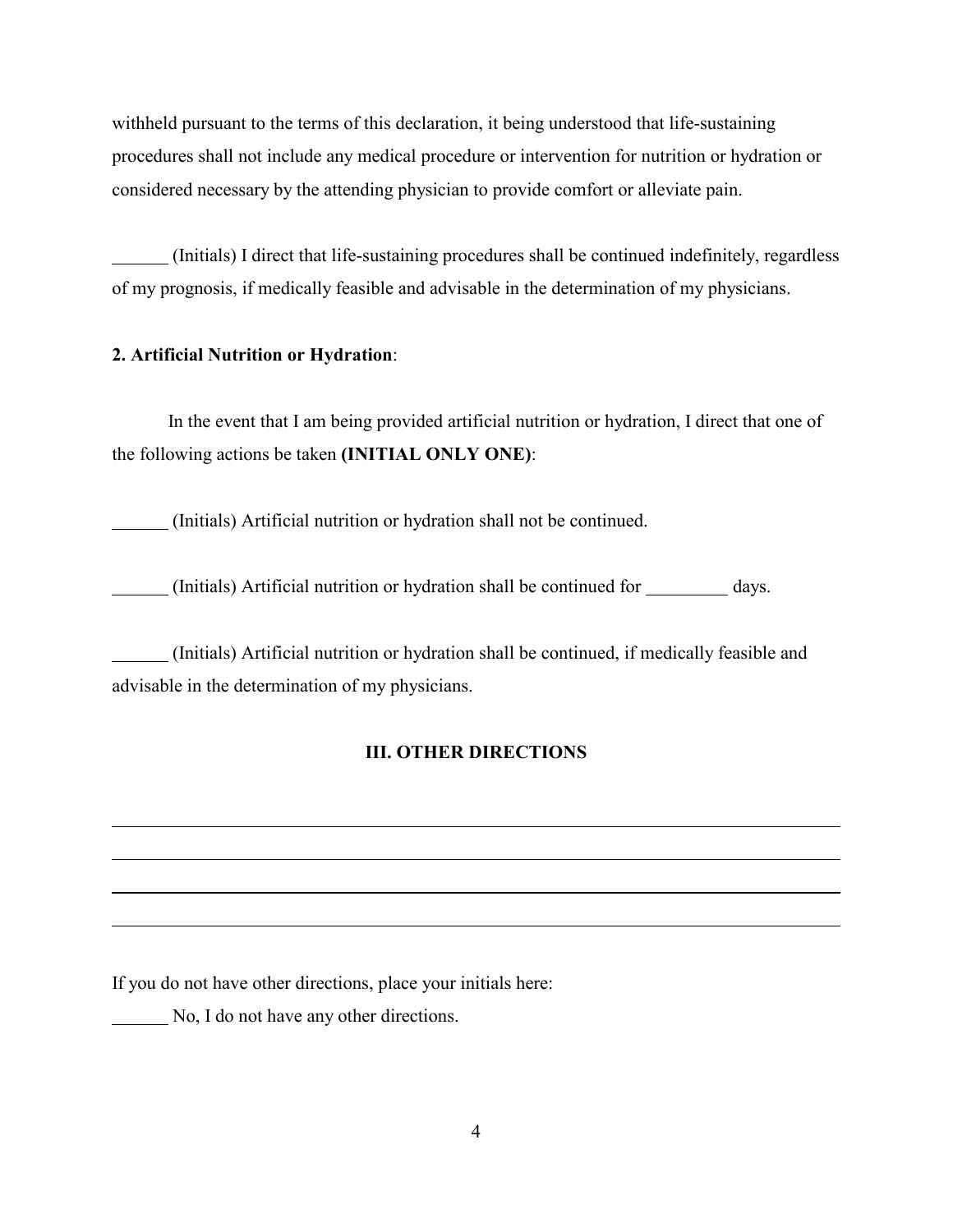withheld pursuant to the terms of this declaration, it being understood that life-sustaining procedures shall not include any medical procedure or intervention for nutrition or hydration or considered necessary by the attending physician to provide comfort or alleviate pain.

______ (Initials) I direct that life-sustaining procedures shall be continued indefinitely, regardless of my prognosis, if medically feasible and advisable in the determination of my physicians.

**2. Artificial Nutrition or Hydration**:

In the event that I am being provided artificial nutrition or hydration, I direct that one of the following actions be taken **(INITIAL ONLY ONE)**:

______ (Initials) Artificial nutrition or hydration shall not be continued.

______ (Initials) Artificial nutrition or hydration shall be continued for _________ days.

______ (Initials) Artificial nutrition or hydration shall be continued, if medically feasible and advisable in the determination of my physicians.

### III. OTHER DIRECTIONS

________________________________________________________________________________

________________________________________________________________________________

________________________________________________________________________________

________________________________________________________________________________

If you do not have other directions, place your initials here:

______ No, I do not have any other directions.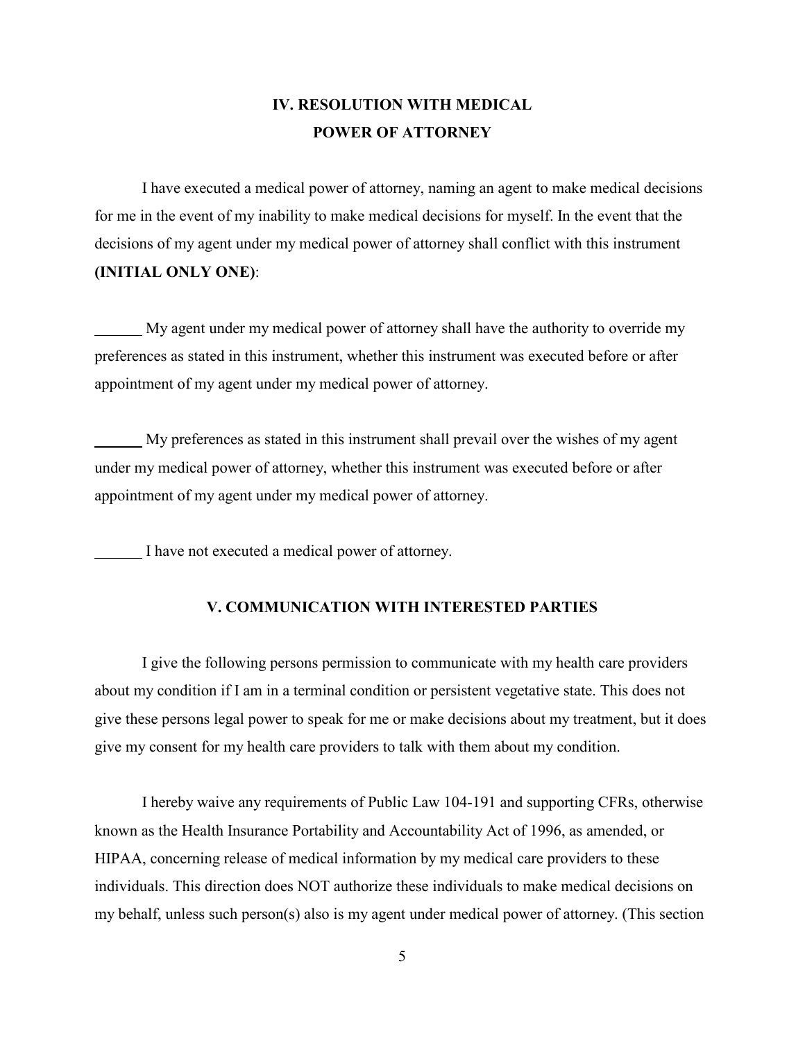## IV. RESOLUTION WITH MEDICAL POWER OF ATTORNEY

I have executed a medical power of attorney, naming an agent to make medical decisions for me in the event of my inability to make medical decisions for myself. In the event that the decisions of my agent under my medical power of attorney shall conflict with this instrument **(INITIAL ONLY ONE)**:

______ My agent under my medical power of attorney shall have the authority to override my preferences as stated in this instrument, whether this instrument was executed before or after appointment of my agent under my medical power of attorney.

______ My preferences as stated in this instrument shall prevail over the wishes of my agent under my medical power of attorney, whether this instrument was executed before or after appointment of my agent under my medical power of attorney.

______ I have not executed a medical power of attorney.

## V. COMMUNICATION WITH INTERESTED PARTIES

I give the following persons permission to communicate with my health care providers about my condition if I am in a terminal condition or persistent vegetative state. This does not give these persons legal power to speak for me or make decisions about my treatment, but it does give my consent for my health care providers to talk with them about my condition.

I hereby waive any requirements of Public Law 104-191 and supporting CFRs, otherwise known as the Health Insurance Portability and Accountability Act of 1996, as amended, or HIPAA, concerning release of medical information by my medical care providers to these individuals. This direction does NOT authorize these individuals to make medical decisions on my behalf, unless such person(s) also is my agent under medical power of attorney. (This section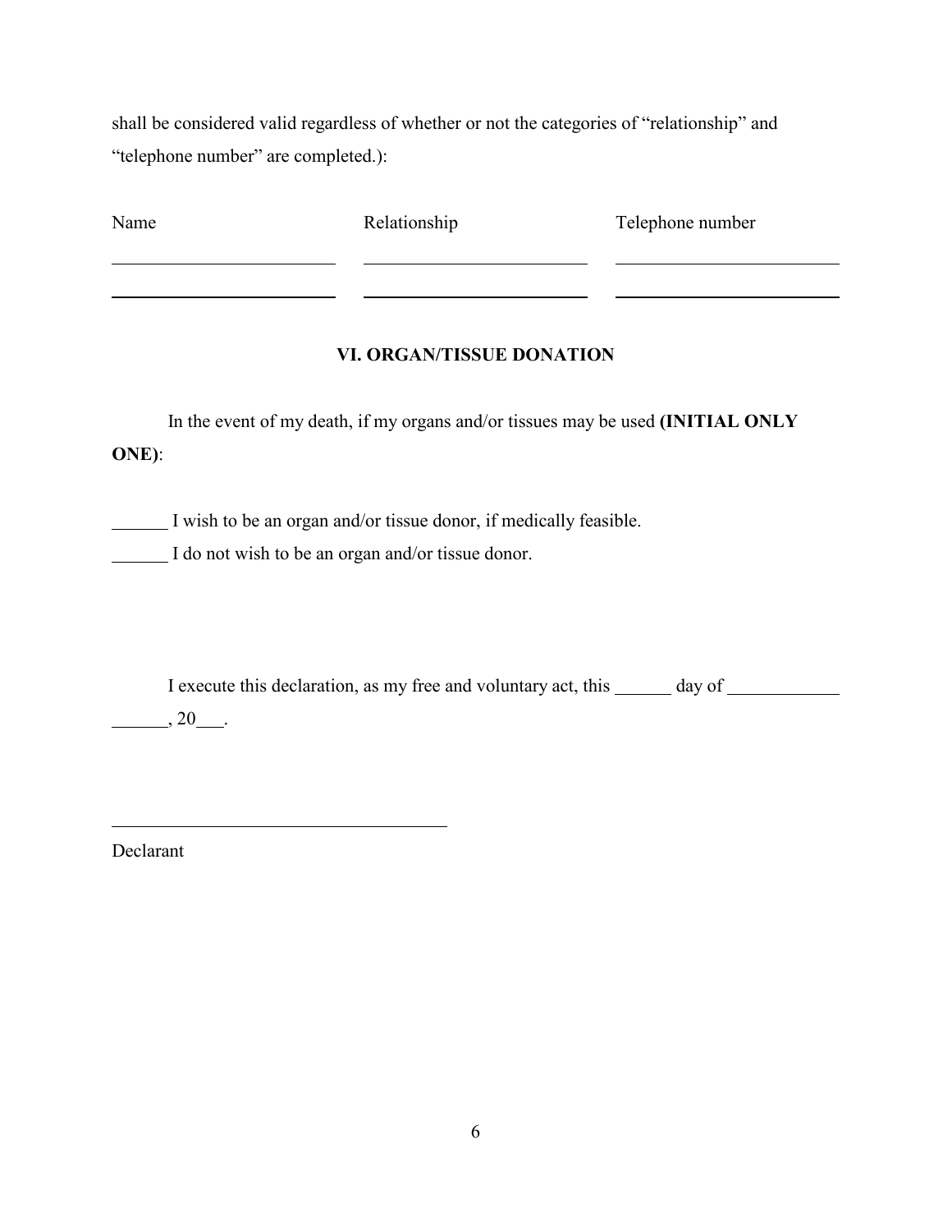shall be considered valid regardless of whether or not the categories of "relationship" and "telephone number" are completed.):

| Name | Relationship | Telephone number |
|---|---|---|
| ________________________ | ________________________ | ________________________ |
| ________________________ | ________________________ | ________________________ |

### VI. ORGAN/TISSUE DONATION

In the event of my death, if my organs and/or tissues may be used **(INITIAL ONLY ONE)**:

______ I wish to be an organ and/or tissue donor, if medically feasible.

______ I do not wish to be an organ and/or tissue donor.

I execute this declaration, as my free and voluntary act, this ______ day of ____________ ______, 20___.

____________________________________

Declarant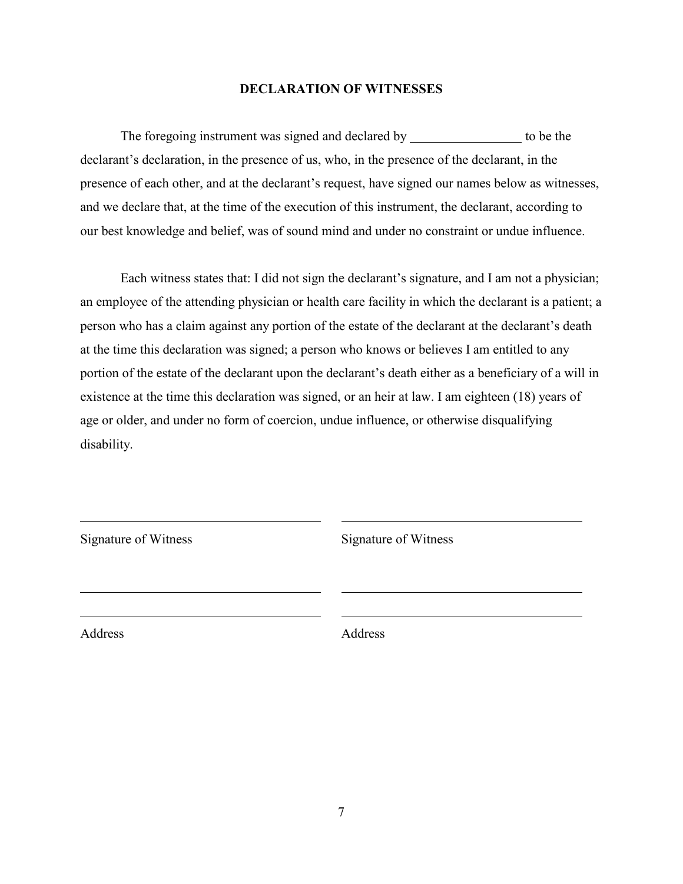## DECLARATION OF WITNESSES

The foregoing instrument was signed and declared by _________________ to be the declarant's declaration, in the presence of us, who, in the presence of the declarant, in the presence of each other, and at the declarant's request, have signed our names below as witnesses, and we declare that, at the time of the execution of this instrument, the declarant, according to our best knowledge and belief, was of sound mind and under no constraint or undue influence.

Each witness states that: I did not sign the declarant's signature, and I am not a physician; an employee of the attending physician or health care facility in which the declarant is a patient; a person who has a claim against any portion of the estate of the declarant at the declarant's death at the time this declaration was signed; a person who knows or believes I am entitled to any portion of the estate of the declarant upon the declarant's death either as a beneficiary of a will in existence at the time this declaration was signed, or an heir at law. I am eighteen (18) years of age or older, and under no form of coercion, undue influence, or otherwise disqualifying disability.

| | |
|---|---|
| ______________________________ | ______________________________ |
| Signature of Witness | Signature of Witness |
| ______________________________ | ______________________________ |
| ______________________________ | ______________________________ |
| Address | Address |